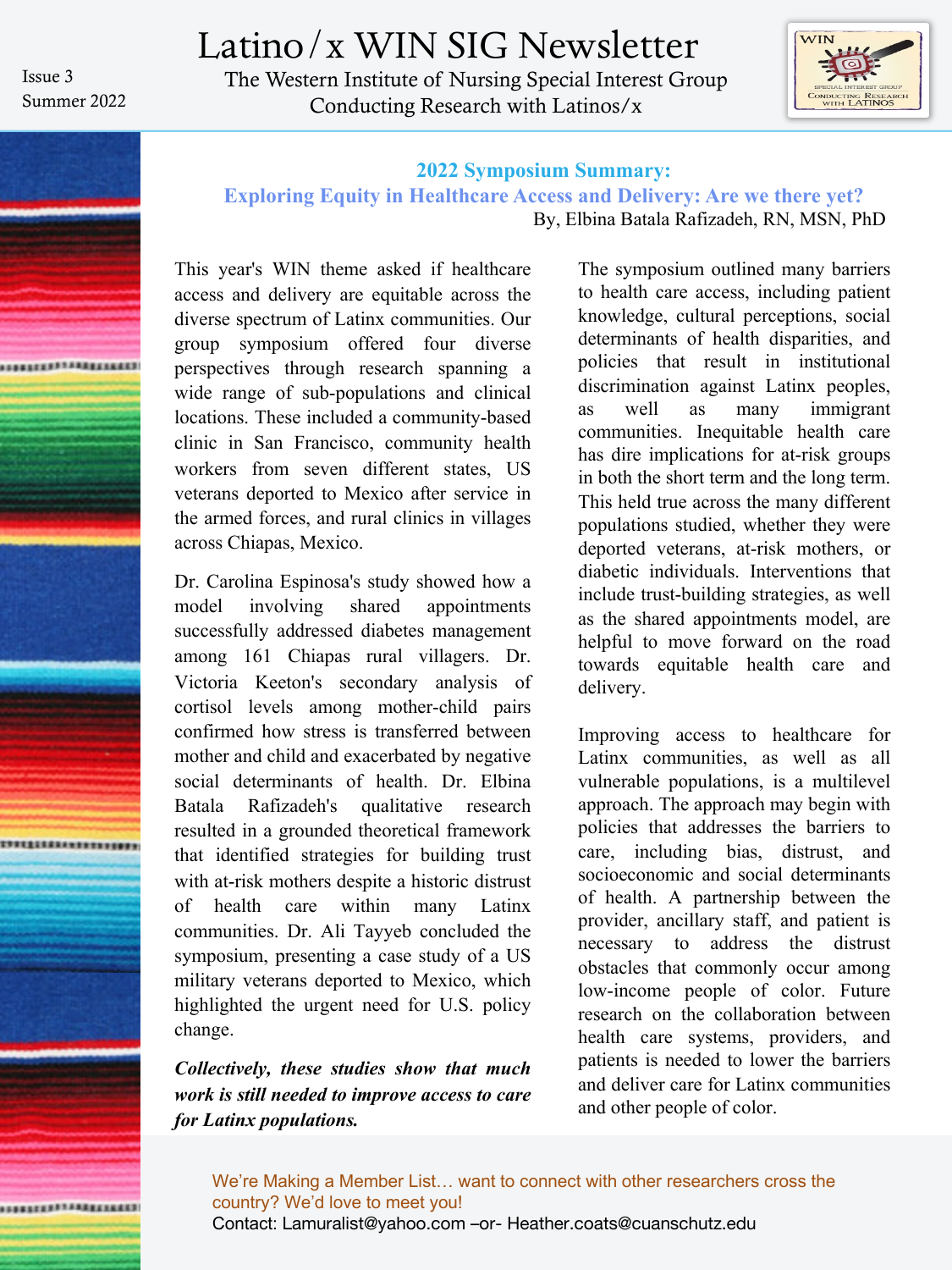Issue 3
Summer 2022

# Latino/x WIN SIG Newsletter

The Western Institute of Nursing Special Interest Group
Conducting Research with Latinos/x

## 2022 Symposium Summary: Exploring Equity in Healthcare Access and Delivery: Are we there yet?

By, Elbina Batala Rafizadeh, RN, MSN, PhD

This year's WIN theme asked if healthcare access and delivery are equitable across the diverse spectrum of Latinx communities. Our group symposium offered four diverse perspectives through research spanning a wide range of sub-populations and clinical locations. These included a community-based clinic in San Francisco, community health workers from seven different states, US veterans deported to Mexico after service in the armed forces, and rural clinics in villages across Chiapas, Mexico.

Dr. Carolina Espinosa's study showed how a model involving shared appointments successfully addressed diabetes management among 161 Chiapas rural villagers. Dr. Victoria Keeton's secondary analysis of cortisol levels among mother-child pairs confirmed how stress is transferred between mother and child and exacerbated by negative social determinants of health. Dr. Elbina Batala Rafizadeh's qualitative research resulted in a grounded theoretical framework that identified strategies for building trust with at-risk mothers despite a historic distrust of health care within many Latinx communities. Dr. Ali Tayyeb concluded the symposium, presenting a case study of a US military veterans deported to Mexico, which highlighted the urgent need for U.S. policy change.

***Collectively, these studies show that much work is still needed to improve access to care for Latinx populations.***

The symposium outlined many barriers to health care access, including patient knowledge, cultural perceptions, social determinants of health disparities, and policies that result in institutional discrimination against Latinx peoples, as well as many immigrant communities. Inequitable health care has dire implications for at-risk groups in both the short term and the long term. This held true across the many different populations studied, whether they were deported veterans, at-risk mothers, or diabetic individuals. Interventions that include trust-building strategies, as well as the shared appointments model, are helpful to move forward on the road towards equitable health care and delivery.

Improving access to healthcare for Latinx communities, as well as all vulnerable populations, is a multilevel approach. The approach may begin with policies that addresses the barriers to care, including bias, distrust, and socioeconomic and social determinants of health. A partnership between the provider, ancillary staff, and patient is necessary to address the distrust obstacles that commonly occur among low-income people of color. Future research on the collaboration between health care systems, providers, and patients is needed to lower the barriers and deliver care for Latinx communities and other people of color.

We're Making a Member List… want to connect with other researchers cross the country? We'd love to meet you!
Contact: Lamuralist@yahoo.com –or- Heather.coats@cuanschutz.edu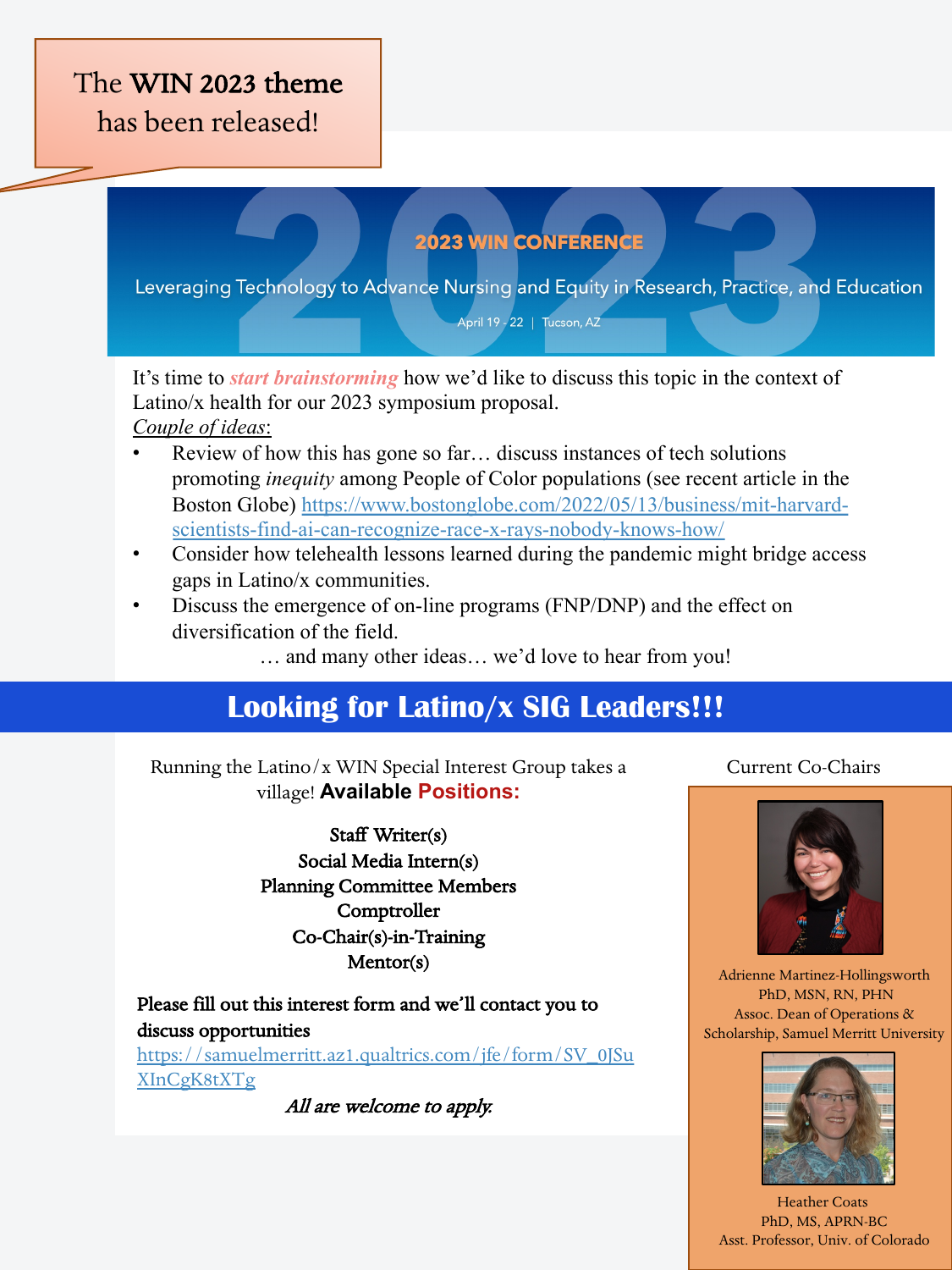The **WIN 2023 theme** has been released!

**2023 WIN CONFERENCE**

Leveraging Technology to Advance Nursing and Equity in Research, Practice, and Education

April 19 - 22 | Tucson, AZ

It's time to ***start brainstorming*** how we'd like to discuss this topic in the context of Latino/x health for our 2023 symposium proposal.

*Couple of ideas*:

- Review of how this has gone so far… discuss instances of tech solutions promoting *inequity* among People of Color populations (see recent article in the Boston Globe) https://www.bostonglobe.com/2022/05/13/business/mit-harvard-scientists-find-ai-can-recognize-race-x-rays-nobody-knows-how/
- Consider how telehealth lessons learned during the pandemic might bridge access gaps in Latino/x communities.
- Discuss the emergence of on-line programs (FNP/DNP) and the effect on diversification of the field.

… and many other ideas… we'd love to hear from you!

## Looking for Latino/x SIG Leaders!!!

Running the Latino/x WIN Special Interest Group takes a village! **Available Positions:**

**Staff Writer(s)**
**Social Media Intern(s)**
**Planning Committee Members**
**Comptroller**
**Co-Chair(s)-in-Training**
**Mentor(s)**

**Please fill out this interest form and we'll contact you to discuss opportunities**
https://samuelmerritt.az1.qualtrics.com/jfe/form/SV_0JSuXInCgK8tXTg

*All are welcome to apply.*

Current Co-Chairs

Adrienne Martinez-Hollingsworth
PhD, MSN, RN, PHN
Assoc. Dean of Operations & Scholarship, Samuel Merritt University

Heather Coats
PhD, MS, APRN-BC
Asst. Professor, Univ. of Colorado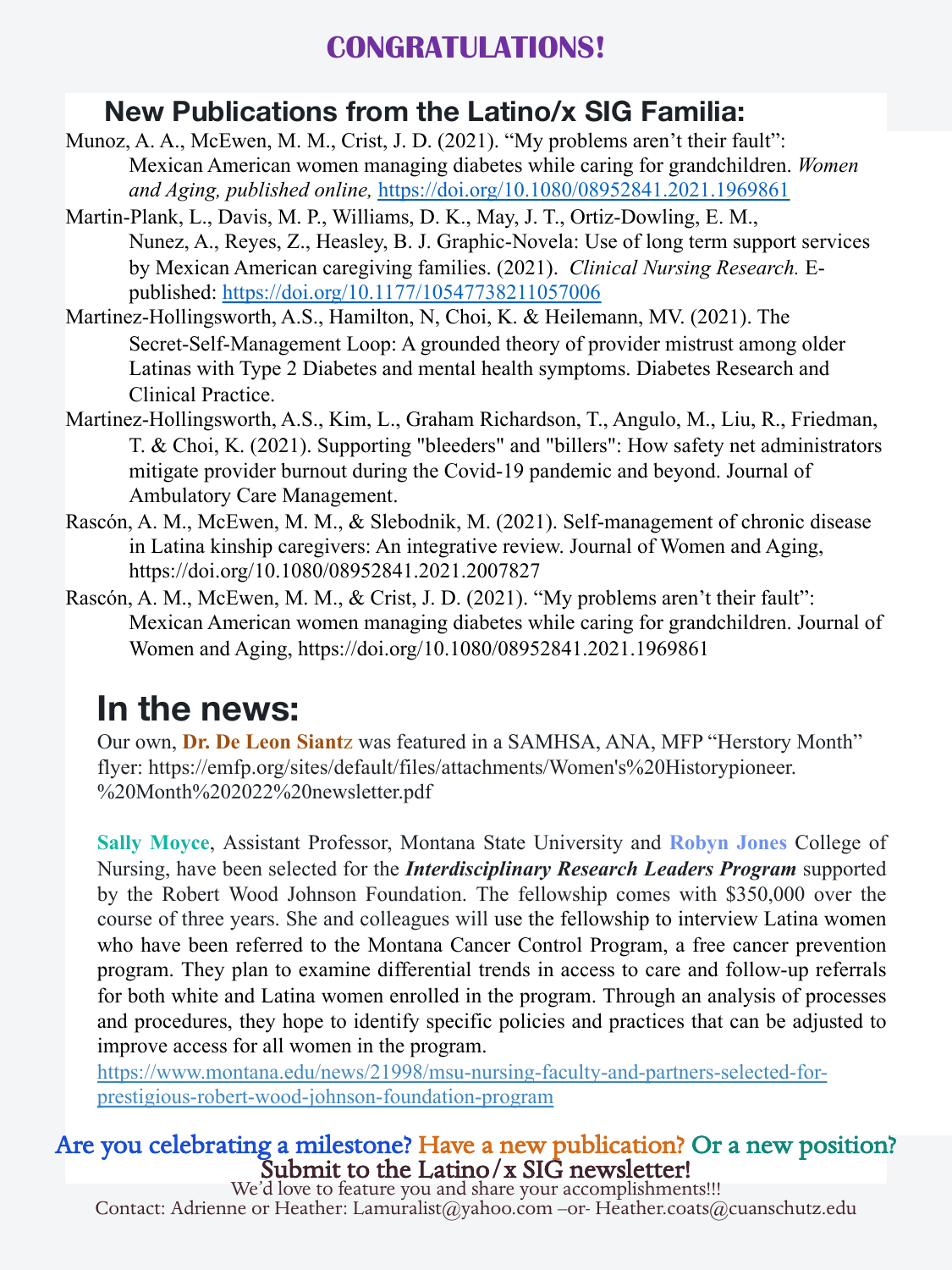# CONGRATULATIONS!

## New Publications from the Latino/x SIG Familia:

Munoz, A. A., McEwen, M. M., Crist, J. D. (2021). "My problems aren't their fault": Mexican American women managing diabetes while caring for grandchildren. *Women and Aging, published online,* https://doi.org/10.1080/08952841.2021.1969861

Martin-Plank, L., Davis, M. P., Williams, D. K., May, J. T., Ortiz-Dowling, E. M., Nunez, A., Reyes, Z., Heasley, B. J. Graphic-Novela: Use of long term support services by Mexican American caregiving families. (2021). *Clinical Nursing Research.* E-published: https://doi.org/10.1177/10547738211057006

Martinez-Hollingsworth, A.S., Hamilton, N, Choi, K. & Heilemann, MV. (2021). The Secret-Self-Management Loop: A grounded theory of provider mistrust among older Latinas with Type 2 Diabetes and mental health symptoms. Diabetes Research and Clinical Practice.

Martinez-Hollingsworth, A.S., Kim, L., Graham Richardson, T., Angulo, M., Liu, R., Friedman, T. & Choi, K. (2021). Supporting "bleeders" and "billers": How safety net administrators mitigate provider burnout during the Covid-19 pandemic and beyond. Journal of Ambulatory Care Management.

Rascón, A. M., McEwen, M. M., & Slebodnik, M. (2021). Self-management of chronic disease in Latina kinship caregivers: An integrative review. Journal of Women and Aging, https://doi.org/10.1080/08952841.2021.2007827

Rascón, A. M., McEwen, M. M., & Crist, J. D. (2021). "My problems aren't their fault": Mexican American women managing diabetes while caring for grandchildren. Journal of Women and Aging, https://doi.org/10.1080/08952841.2021.1969861

## In the news:

Our own, **Dr. De Leon Siantz** was featured in a SAMHSA, ANA, MFP "Herstory Month" flyer: https://emfp.org/sites/default/files/attachments/Women's%20Historypioneer.%20Month%202022%20newsletter.pdf

**Sally Moyce**, Assistant Professor, Montana State University and **Robyn Jones** College of Nursing, have been selected for the ***Interdisciplinary Research Leaders Program*** supported by the Robert Wood Johnson Foundation. The fellowship comes with $350,000 over the course of three years. She and colleagues will use the fellowship to interview Latina women who have been referred to the Montana Cancer Control Program, a free cancer prevention program. They plan to examine differential trends in access to care and follow-up referrals for both white and Latina women enrolled in the program. Through an analysis of processes and procedures, they hope to identify specific policies and practices that can be adjusted to improve access for all women in the program.

https://www.montana.edu/news/21998/msu-nursing-faculty-and-partners-selected-for-prestigious-robert-wood-johnson-foundation-program

**Are you celebrating a milestone? Have a new publication? Or a new position?**
**Submit to the Latino/x SIG newsletter!**

We'd love to feature you and share your accomplishments!!!
Contact: Adrienne or Heather: Lamuralist@yahoo.com –or- Heather.coats@cuanschutz.edu